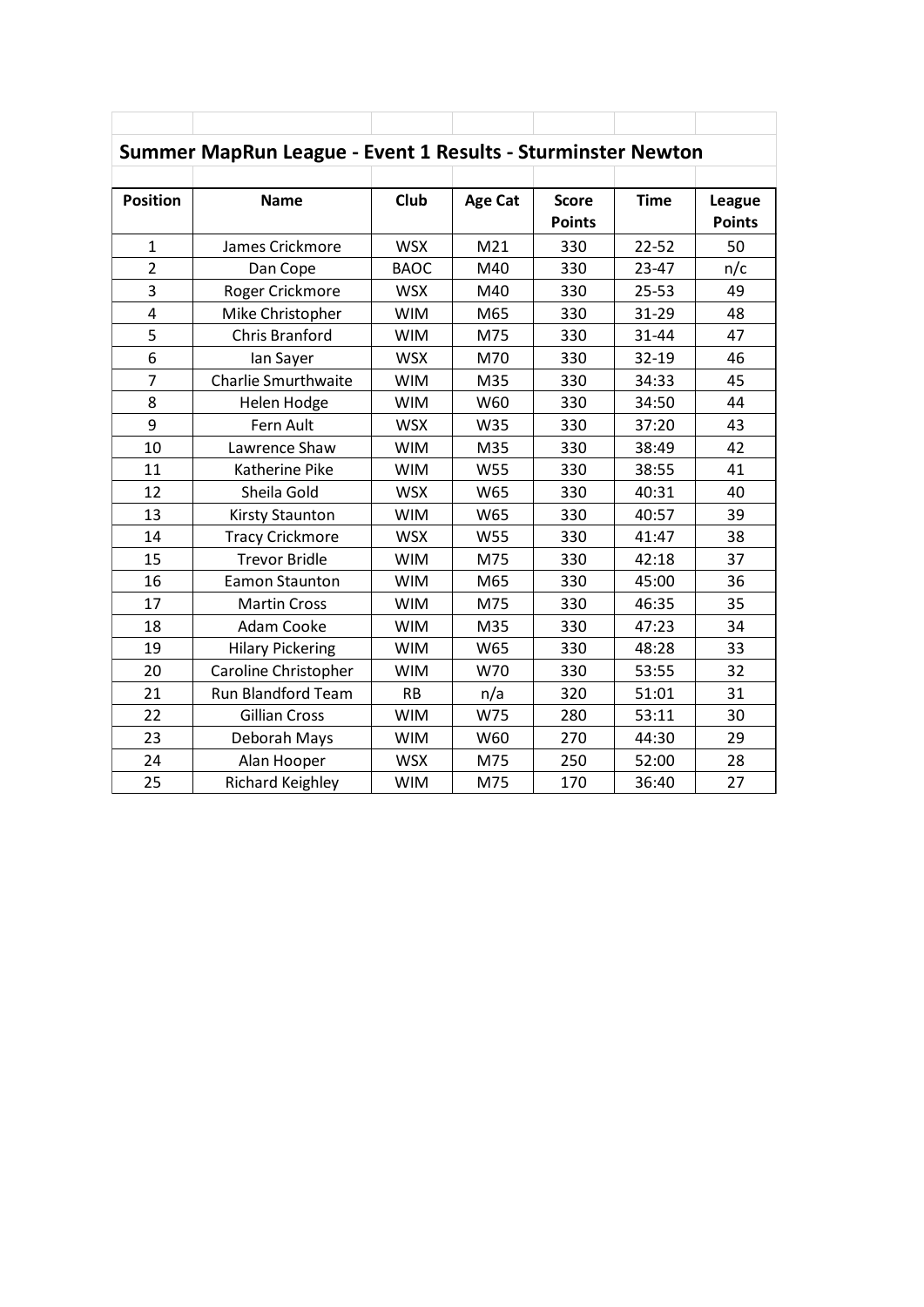## Summer MapRun League - Event 1 Results - Sturminster Newton

| Position | Name | Club | Age Cat | Score Points | Time | League Points |
|---|---|---|---|---|---|---|
| 1 | James Crickmore | WSX | M21 | 330 | 22-52 | 50 |
| 2 | Dan Cope | BAOC | M40 | 330 | 23-47 | n/c |
| 3 | Roger Crickmore | WSX | M40 | 330 | 25-53 | 49 |
| 4 | Mike Christopher | WIM | M65 | 330 | 31-29 | 48 |
| 5 | Chris Branford | WIM | M75 | 330 | 31-44 | 47 |
| 6 | Ian Sayer | WSX | M70 | 330 | 32-19 | 46 |
| 7 | Charlie Smurthwaite | WIM | M35 | 330 | 34:33 | 45 |
| 8 | Helen Hodge | WIM | W60 | 330 | 34:50 | 44 |
| 9 | Fern Ault | WSX | W35 | 330 | 37:20 | 43 |
| 10 | Lawrence Shaw | WIM | M35 | 330 | 38:49 | 42 |
| 11 | Katherine Pike | WIM | W55 | 330 | 38:55 | 41 |
| 12 | Sheila Gold | WSX | W65 | 330 | 40:31 | 40 |
| 13 | Kirsty Staunton | WIM | W65 | 330 | 40:57 | 39 |
| 14 | Tracy Crickmore | WSX | W55 | 330 | 41:47 | 38 |
| 15 | Trevor Bridle | WIM | M75 | 330 | 42:18 | 37 |
| 16 | Eamon Staunton | WIM | M65 | 330 | 45:00 | 36 |
| 17 | Martin Cross | WIM | M75 | 330 | 46:35 | 35 |
| 18 | Adam Cooke | WIM | M35 | 330 | 47:23 | 34 |
| 19 | Hilary Pickering | WIM | W65 | 330 | 48:28 | 33 |
| 20 | Caroline Christopher | WIM | W70 | 330 | 53:55 | 32 |
| 21 | Run Blandford Team | RB | n/a | 320 | 51:01 | 31 |
| 22 | Gillian Cross | WIM | W75 | 280 | 53:11 | 30 |
| 23 | Deborah Mays | WIM | W60 | 270 | 44:30 | 29 |
| 24 | Alan Hooper | WSX | M75 | 250 | 52:00 | 28 |
| 25 | Richard Keighley | WIM | M75 | 170 | 36:40 | 27 |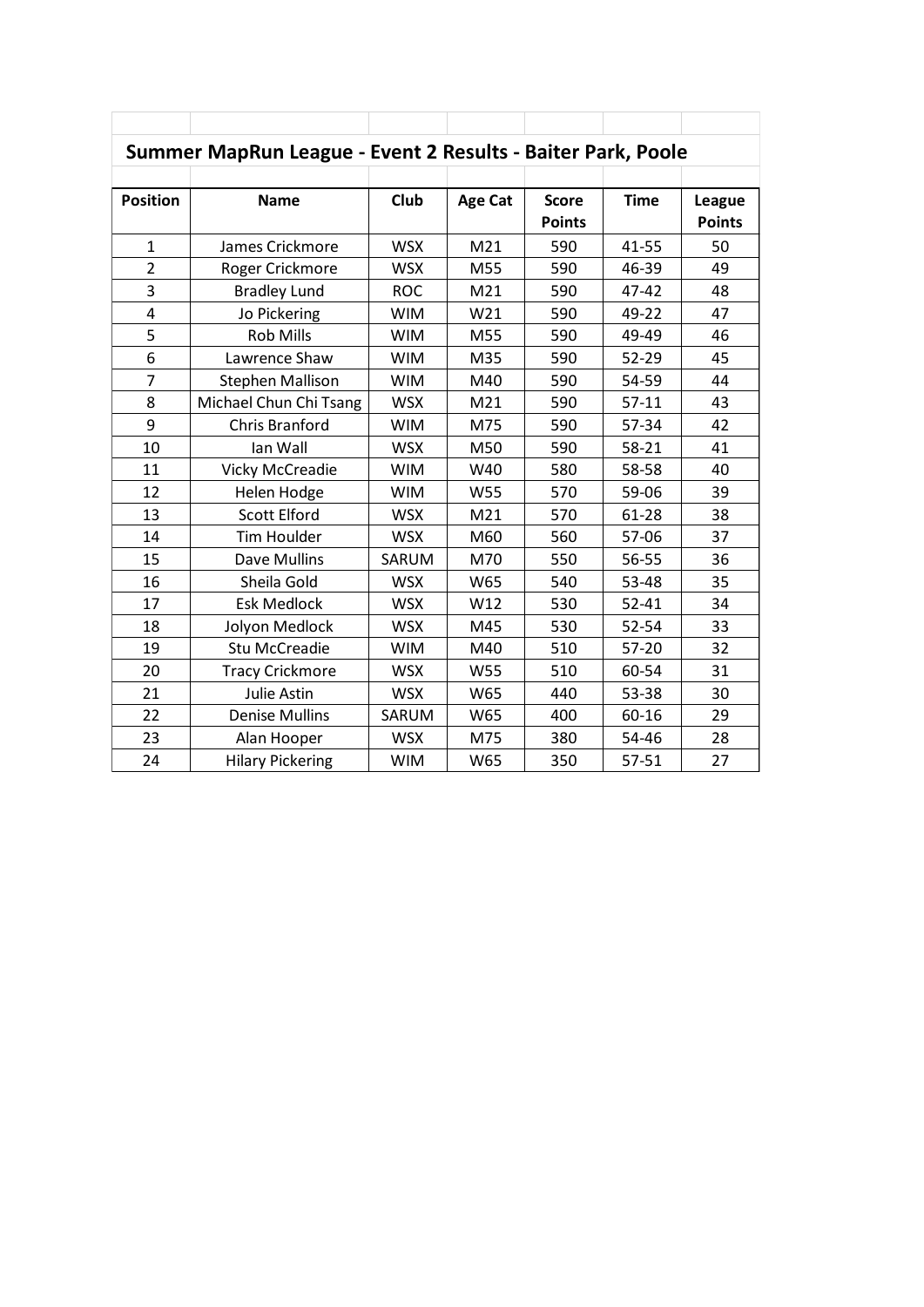## Summer MapRun League - Event 2 Results - Baiter Park, Poole

| Position | Name | Club | Age Cat | Score Points | Time | League Points |
|---|---|---|---|---|---|---|
| 1 | James Crickmore | WSX | M21 | 590 | 41-55 | 50 |
| 2 | Roger Crickmore | WSX | M55 | 590 | 46-39 | 49 |
| 3 | Bradley Lund | ROC | M21 | 590 | 47-42 | 48 |
| 4 | Jo Pickering | WIM | W21 | 590 | 49-22 | 47 |
| 5 | Rob Mills | WIM | M55 | 590 | 49-49 | 46 |
| 6 | Lawrence Shaw | WIM | M35 | 590 | 52-29 | 45 |
| 7 | Stephen Mallison | WIM | M40 | 590 | 54-59 | 44 |
| 8 | Michael Chun Chi Tsang | WSX | M21 | 590 | 57-11 | 43 |
| 9 | Chris Branford | WIM | M75 | 590 | 57-34 | 42 |
| 10 | Ian Wall | WSX | M50 | 590 | 58-21 | 41 |
| 11 | Vicky McCreadie | WIM | W40 | 580 | 58-58 | 40 |
| 12 | Helen Hodge | WIM | W55 | 570 | 59-06 | 39 |
| 13 | Scott Elford | WSX | M21 | 570 | 61-28 | 38 |
| 14 | Tim Houlder | WSX | M60 | 560 | 57-06 | 37 |
| 15 | Dave Mullins | SARUM | M70 | 550 | 56-55 | 36 |
| 16 | Sheila Gold | WSX | W65 | 540 | 53-48 | 35 |
| 17 | Esk Medlock | WSX | W12 | 530 | 52-41 | 34 |
| 18 | Jolyon Medlock | WSX | M45 | 530 | 52-54 | 33 |
| 19 | Stu McCreadie | WIM | M40 | 510 | 57-20 | 32 |
| 20 | Tracy Crickmore | WSX | W55 | 510 | 60-54 | 31 |
| 21 | Julie Astin | WSX | W65 | 440 | 53-38 | 30 |
| 22 | Denise Mullins | SARUM | W65 | 400 | 60-16 | 29 |
| 23 | Alan Hooper | WSX | M75 | 380 | 54-46 | 28 |
| 24 | Hilary Pickering | WIM | W65 | 350 | 57-51 | 27 |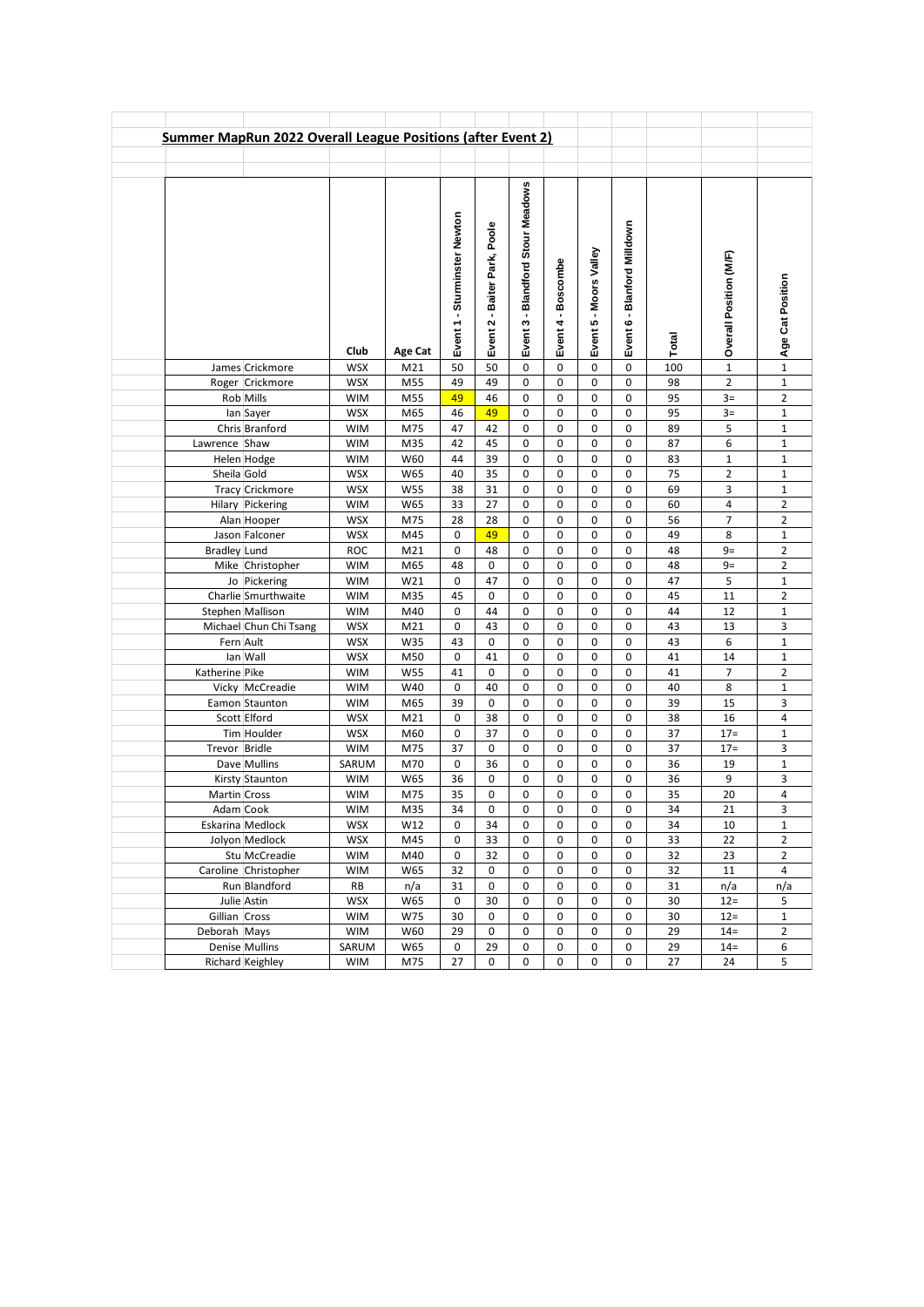## Summer MapRun 2022 Overall League Positions (after Event 2)

| | | Club | Age Cat | Event 1 - Sturminster Newton | Event 2 - Baiter Park, Poole | Event 3 - Blandford Stour Meadows | Event 4 - Boscombe | Event 5 - Moors Valley | Event 6 - Blanford Milldown | Total | Overall Position (M/F) | Age Cat Position |
|---|---|---|---|---|---|---|---|---|---|---|---|---|
| James | Crickmore | WSX | M21 | 50 | 50 | 0 | 0 | 0 | 0 | 100 | 1 | 1 |
| Roger | Crickmore | WSX | M55 | 49 | 49 | 0 | 0 | 0 | 0 | 98 | 2 | 1 |
| Rob | Mills | WIM | M55 | 49 | 46 | 0 | 0 | 0 | 0 | 95 | 3= | 2 |
| Ian | Sayer | WSX | M65 | 46 | 49 | 0 | 0 | 0 | 0 | 95 | 3= | 1 |
| Chris | Branford | WIM | M75 | 47 | 42 | 0 | 0 | 0 | 0 | 89 | 5 | 1 |
| Lawrence | Shaw | WIM | M35 | 42 | 45 | 0 | 0 | 0 | 0 | 87 | 6 | 1 |
| Helen | Hodge | WIM | W60 | 44 | 39 | 0 | 0 | 0 | 0 | 83 | 1 | 1 |
| Sheila | Gold | WSX | W65 | 40 | 35 | 0 | 0 | 0 | 0 | 75 | 2 | 1 |
| Tracy | Crickmore | WSX | W55 | 38 | 31 | 0 | 0 | 0 | 0 | 69 | 3 | 1 |
| Hilary | Pickering | WIM | W65 | 33 | 27 | 0 | 0 | 0 | 0 | 60 | 4 | 2 |
| Alan | Hooper | WSX | M75 | 28 | 28 | 0 | 0 | 0 | 0 | 56 | 7 | 2 |
| Jason | Falconer | WSX | M45 | 0 | 49 | 0 | 0 | 0 | 0 | 49 | 8 | 1 |
| Bradley | Lund | ROC | M21 | 0 | 48 | 0 | 0 | 0 | 0 | 48 | 9= | 2 |
| Mike | Christopher | WIM | M65 | 48 | 0 | 0 | 0 | 0 | 0 | 48 | 9= | 2 |
| Jo | Pickering | WIM | W21 | 0 | 47 | 0 | 0 | 0 | 0 | 47 | 5 | 1 |
| Charlie | Smurthwaite | WIM | M35 | 45 | 0 | 0 | 0 | 0 | 0 | 45 | 11 | 2 |
| Stephen | Mallison | WIM | M40 | 0 | 44 | 0 | 0 | 0 | 0 | 44 | 12 | 1 |
| Michael | Chun Chi Tsang | WSX | M21 | 0 | 43 | 0 | 0 | 0 | 0 | 43 | 13 | 3 |
| Fern | Ault | WSX | W35 | 43 | 0 | 0 | 0 | 0 | 0 | 43 | 6 | 1 |
| Ian | Wall | WSX | M50 | 0 | 41 | 0 | 0 | 0 | 0 | 41 | 14 | 1 |
| Katherine | Pike | WIM | W55 | 41 | 0 | 0 | 0 | 0 | 0 | 41 | 7 | 2 |
| Vicky | McCreadie | WIM | W40 | 0 | 40 | 0 | 0 | 0 | 0 | 40 | 8 | 1 |
| Eamon | Staunton | WIM | M65 | 39 | 0 | 0 | 0 | 0 | 0 | 39 | 15 | 3 |
| Scott | Elford | WSX | M21 | 0 | 38 | 0 | 0 | 0 | 0 | 38 | 16 | 4 |
| Tim | Houlder | WSX | M60 | 0 | 37 | 0 | 0 | 0 | 0 | 37 | 17= | 1 |
| Trevor | Bridle | WIM | M75 | 37 | 0 | 0 | 0 | 0 | 0 | 37 | 17= | 3 |
| Dave | Mullins | SARUM | M70 | 0 | 36 | 0 | 0 | 0 | 0 | 36 | 19 | 1 |
| Kirsty | Staunton | WIM | W65 | 36 | 0 | 0 | 0 | 0 | 0 | 36 | 9 | 3 |
| Martin | Cross | WIM | M75 | 35 | 0 | 0 | 0 | 0 | 0 | 35 | 20 | 4 |
| Adam | Cook | WIM | M35 | 34 | 0 | 0 | 0 | 0 | 0 | 34 | 21 | 3 |
| Eskarina | Medlock | WSX | W12 | 0 | 34 | 0 | 0 | 0 | 0 | 34 | 10 | 1 |
| Jolyon | Medlock | WSX | M45 | 0 | 33 | 0 | 0 | 0 | 0 | 33 | 22 | 2 |
| Stu | McCreadie | WIM | M40 | 0 | 32 | 0 | 0 | 0 | 0 | 32 | 23 | 2 |
| Caroline | Christopher | WIM | W65 | 32 | 0 | 0 | 0 | 0 | 0 | 32 | 11 | 4 |
| Run | Blandford | RB | n/a | 31 | 0 | 0 | 0 | 0 | 0 | 31 | n/a | n/a |
| Julie | Astin | WSX | W65 | 0 | 30 | 0 | 0 | 0 | 0 | 30 | 12= | 5 |
| Gillian | Cross | WIM | W75 | 30 | 0 | 0 | 0 | 0 | 0 | 30 | 12= | 1 |
| Deborah | Mays | WIM | W60 | 29 | 0 | 0 | 0 | 0 | 0 | 29 | 14= | 2 |
| Denise | Mullins | SARUM | W65 | 0 | 29 | 0 | 0 | 0 | 0 | 29 | 14= | 6 |
| Richard | Keighley | WIM | M75 | 27 | 0 | 0 | 0 | 0 | 0 | 27 | 24 | 5 |